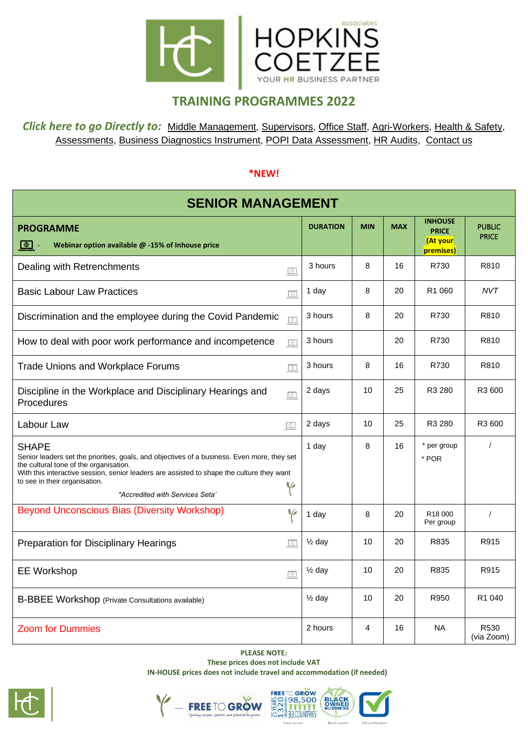# TRAINING PROGRAMMES 2022

*Click here to go Directly to:* Middle Management, Supervisors, Office Staff, Agri-Workers, Health & Safety, Assessments, Business Diagnostics Instrument, POPI Data Assessment, HR Audits, Contact us

***NEW!**

## SENIOR MANAGEMENT

| PROGRAMME<br>Webinar option available @ -15% of Inhouse price | DURATION | MIN | MAX | INHOUSE PRICE (At your premises) | PUBLIC PRICE |
|---|---|---|---|---|---|
| Dealing with Retrenchments | 3 hours | 8 | 16 | R730 | R810 |
| Basic Labour Law Practices | 1 day | 8 | 20 | R1 060 | *NVT* |
| Discrimination and the employee during the Covid Pandemic | 3 hours | 8 | 20 | R730 | R810 |
| How to deal with poor work performance and incompetence | 3 hours | | 20 | R730 | R810 |
| Trade Unions and Workplace Forums | 3 hours | 8 | 16 | R730 | R810 |
| Discipline in the Workplace and Disciplinary Hearings and Procedures | 2 days | 10 | 25 | R3 280 | R3 600 |
| Labour Law | 2 days | 10 | 25 | R3 280 | R3 600 |
| SHAPE<br>Senior leaders set the priorities, goals, and objectives of a business. Even more, they set the cultural tone of the organisation.<br>With this interactive session, senior leaders are assisted to shape the culture they want to see in their organisation.<br>*'Accredited with Services Seta'* | 1 day | 8 | 16 | * per group<br>* POR | / |
| Beyond Unconscious Bias (Diversity Workshop) | 1 day | 8 | 20 | R18 000 Per group | / |
| Preparation for Disciplinary Hearings | ½ day | 10 | 20 | R835 | R915 |
| EE Workshop | ½ day | 10 | 20 | R835 | R915 |
| B-BBEE Workshop (Private Consultations available) | ½ day | 10 | 20 | R950 | R1 040 |
| Zoom for Dummies | 2 hours | 4 | 16 | NA | R530 (via Zoom) |

**PLEASE NOTE:**
**These prices does not include VAT**
**IN-HOUSE prices does not include travel and accommodation (if needed)**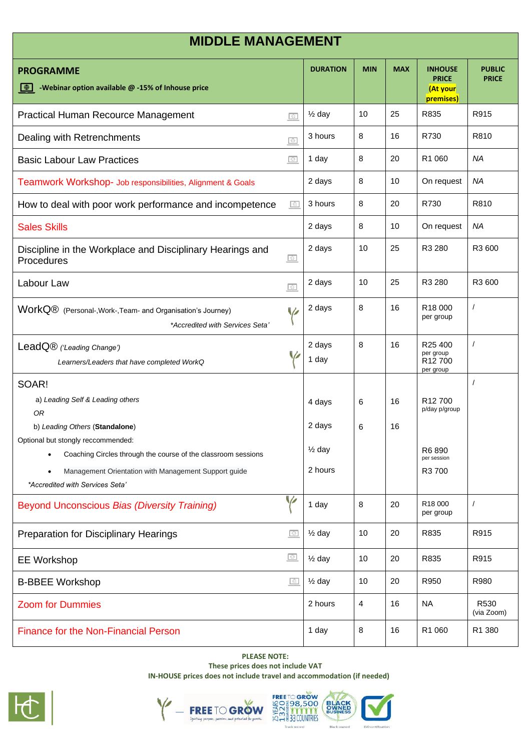# MIDDLE MANAGEMENT

| PROGRAMME<br>-Webinar option available @ -15% of Inhouse price | DURATION | MIN | MAX | INHOUSE PRICE (At your premises) | PUBLIC PRICE |
|---|---|---|---|---|---|
| Practical Human Recource Management | ½ day | 10 | 25 | R835 | R915 |
| Dealing with Retrenchments | 3 hours | 8 | 16 | R730 | R810 |
| Basic Labour Law Practices | 1 day | 8 | 20 | R1 060 | *NA* |
| Teamwork Workshop- Job responsibilities, Alignment & Goals | 2 days | 8 | 10 | On request | *NA* |
| How to deal with poor work performance and incompetence | 3 hours | 8 | 20 | R730 | R810 |
| Sales Skills | 2 days | 8 | 10 | On request | *NA* |
| Discipline in the Workplace and Disciplinary Hearings and Procedures | 2 days | 10 | 25 | R3 280 | R3 600 |
| Labour Law | 2 days | 10 | 25 | R3 280 | R3 600 |
| WorkQ® (Personal-,Work-,Team- and Organisation's Journey)<br>*\*Accredited with Services Seta'* | 2 days | 8 | 16 | R18 000 per group | / |
| LeadQ® *('Leading Change')*<br>*Learners/Leaders that have completed WorkQ* | 2 days<br>1 day | 8 | 16 | R25 400 per group<br>R12 700 per group | / |
| SOAR!<br>a) *Leading Self & Leading others*<br>*OR*<br>b) *Leading Others* (**Standalone**)<br>Optional but stongly reccommended:<br>• Coaching Circles through the course of the classroom sessions<br>• Management Orientation with Management Support guide<br>*\*Accredited with Services Seta'* | 4 days<br>2 days<br>½ day<br>2 hours | 6<br>6 | 16<br>16 | R12 700 p/day p/group<br>R6 890 per session<br>R3 700 | / |
| Beyond Unconscious *Bias (Diversity Training)* | 1 day | 8 | 20 | R18 000 per group | / |
| Preparation for Disciplinary Hearings | ½ day | 10 | 20 | R835 | R915 |
| EE Workshop | ½ day | 10 | 20 | R835 | R915 |
| B-BBEE Workshop | ½ day | 10 | 20 | R950 | R980 |
| Zoom for Dummies | 2 hours | 4 | 16 | NA | R530 (via Zoom) |
| Finance for the Non-Financial Person | 1 day | 8 | 16 | R1 060 | R1 380 |

**PLEASE NOTE:**
**These prices does not include VAT**
**IN-HOUSE prices does not include travel and accommodation (if needed)**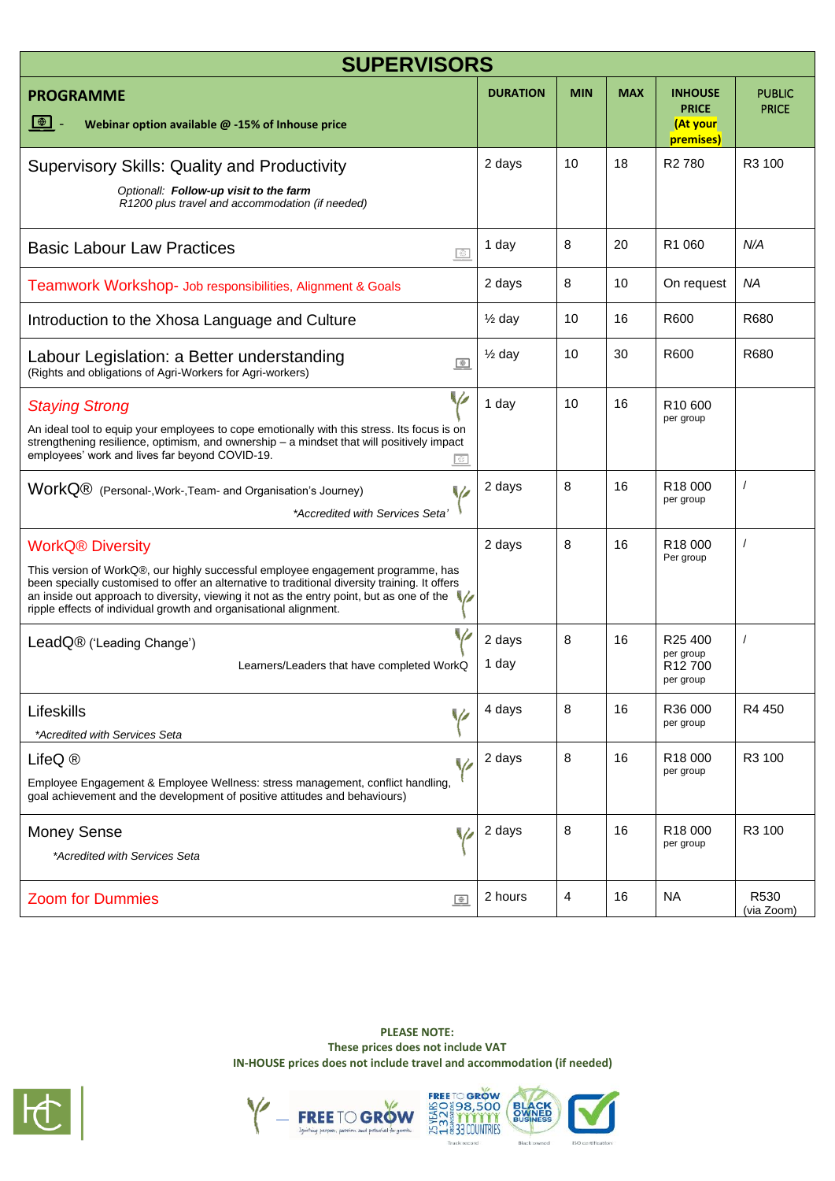# SUPERVISORS

| PROGRAMME<br>💻 - **Webinar option available @ -15% of Inhouse price** | DURATION | MIN | MAX | INHOUSE PRICE (At your premises) | PUBLIC PRICE |
|---|---|---|---|---|---|
| Supervisory Skills: Quality and Productivity<br>*Optionall: **Follow-up visit to the farm***<br>*R1200 plus travel and accommodation (if needed)* | 2 days | 10 | 18 | R2 780 | R3 100 |
| Basic Labour Law Practices | 1 day | 8 | 20 | R1 060 | *N/A* |
| Teamwork Workshop- Job responsibilities, Alignment & Goals | 2 days | 8 | 10 | On request | *NA* |
| Introduction to the Xhosa Language and Culture | ½ day | 10 | 16 | R600 | R680 |
| Labour Legislation: a Better understanding<br>(Rights and obligations of Agri-Workers for Agri-workers) | ½ day | 10 | 30 | R600 | R680 |
| *Staying Strong*<br>An ideal tool to equip your employees to cope emotionally with this stress. Its focus is on strengthening resilience, optimism, and ownership – a mindset that will positively impact employees' work and lives far beyond COVID-19. | 1 day | 10 | 16 | R10 600 per group | |
| WorkQ® (Personal-,Work-,Team- and Organisation's Journey)<br>*\*Accredited with Services Seta'* | 2 days | 8 | 16 | R18 000 per group | / |
| WorkQ® Diversity<br>This version of WorkQ®, our highly successful employee engagement programme, has been specially customised to offer an alternative to traditional diversity training. It offers an inside out approach to diversity, viewing it not as the entry point, but as one of the ripple effects of individual growth and organisational alignment. | 2 days | 8 | 16 | R18 000 Per group | / |
| LeadQ® ('Leading Change')<br>Learners/Leaders that have completed WorkQ | 2 days<br>1 day | 8 | 16 | R25 400 per group<br>R12 700 per group | / |
| Lifeskills<br>*\*Acredited with Services Seta* | 4 days | 8 | 16 | R36 000 per group | R4 450 |
| LifeQ ®<br>Employee Engagement & Employee Wellness: stress management, conflict handling, goal achievement and the development of positive attitudes and behaviours) | 2 days | 8 | 16 | R18 000 per group | R3 100 |
| Money Sense<br>*\*Acredited with Services Seta* | 2 days | 8 | 16 | R18 000 per group | R3 100 |
| Zoom for Dummies | 2 hours | 4 | 16 | NA | R530 (via Zoom) |

**PLEASE NOTE:**
**These prices does not include VAT**
**IN-HOUSE prices does not include travel and accommodation (if needed)**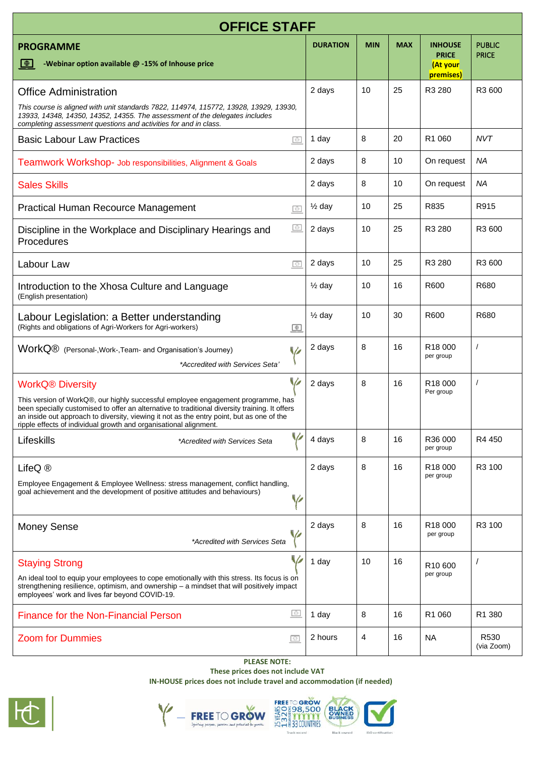# OFFICE STAFF

| PROGRAMME<br>-Webinar option available @ -15% of Inhouse price | DURATION | MIN | MAX | INHOUSE PRICE (At your premises) | PUBLIC PRICE |
|---|---|---|---|---|---|
| Office Administration<br>*This course is aligned with unit standards 7822, 114974, 115772, 13928, 13929, 13930, 13933, 14348, 14350, 14352, 14355. The assessment of the delegates includes completing assessment questions and activities for and in class.* | 2 days | 10 | 25 | R3 280 | R3 600 |
| Basic Labour Law Practices | 1 day | 8 | 20 | R1 060 | *NVT* |
| Teamwork Workshop- Job responsibilities, Alignment & Goals | 2 days | 8 | 10 | On request | *NA* |
| Sales Skills | 2 days | 8 | 10 | On request | *NA* |
| Practical Human Recource Management | ½ day | 10 | 25 | R835 | R915 |
| Discipline in the Workplace and Disciplinary Hearings and Procedures | 2 days | 10 | 25 | R3 280 | R3 600 |
| Labour Law | 2 days | 10 | 25 | R3 280 | R3 600 |
| Introduction to the Xhosa Culture and Language<br>(English presentation) | ½ day | 10 | 16 | R600 | R680 |
| Labour Legislation: a Better understanding<br>(Rights and obligations of Agri-Workers for Agri-workers) | ½ day | 10 | 30 | R600 | R680 |
| WorkQ® (Personal-,Work-,Team- and Organisation's Journey)<br>*\*Accredited with Services Seta'* | 2 days | 8 | 16 | R18 000 per group | / |
| WorkQ® Diversity<br>This version of WorkQ®, our highly successful employee engagement programme, has been specially customised to offer an alternative to traditional diversity training. It offers an inside out approach to diversity, viewing it not as the entry point, but as one of the ripple effects of individual growth and organisational alignment. | 2 days | 8 | 16 | R18 000 Per group | / |
| Lifeskills *\*Acredited with Services Seta* | 4 days | 8 | 16 | R36 000 per group | R4 450 |
| LifeQ ®<br>Employee Engagement & Employee Wellness: stress management, conflict handling, goal achievement and the development of positive attitudes and behaviours) | 2 days | 8 | 16 | R18 000 per group | R3 100 |
| Money Sense<br>*\*Acredited with Services Seta* | 2 days | 8 | 16 | R18 000 per group | R3 100 |
| Staying Strong<br>An ideal tool to equip your employees to cope emotionally with this stress. Its focus is on strengthening resilience, optimism, and ownership – a mindset that will positively impact employees' work and lives far beyond COVID-19. | 1 day | 10 | 16 | R10 600 per group | / |
| Finance for the Non-Financial Person | 1 day | 8 | 16 | R1 060 | R1 380 |
| Zoom for Dummies | 2 hours | 4 | 16 | NA | R530 (via Zoom) |

**PLEASE NOTE:**
**These prices does not include VAT**
**IN-HOUSE prices does not include travel and accommodation (if needed)**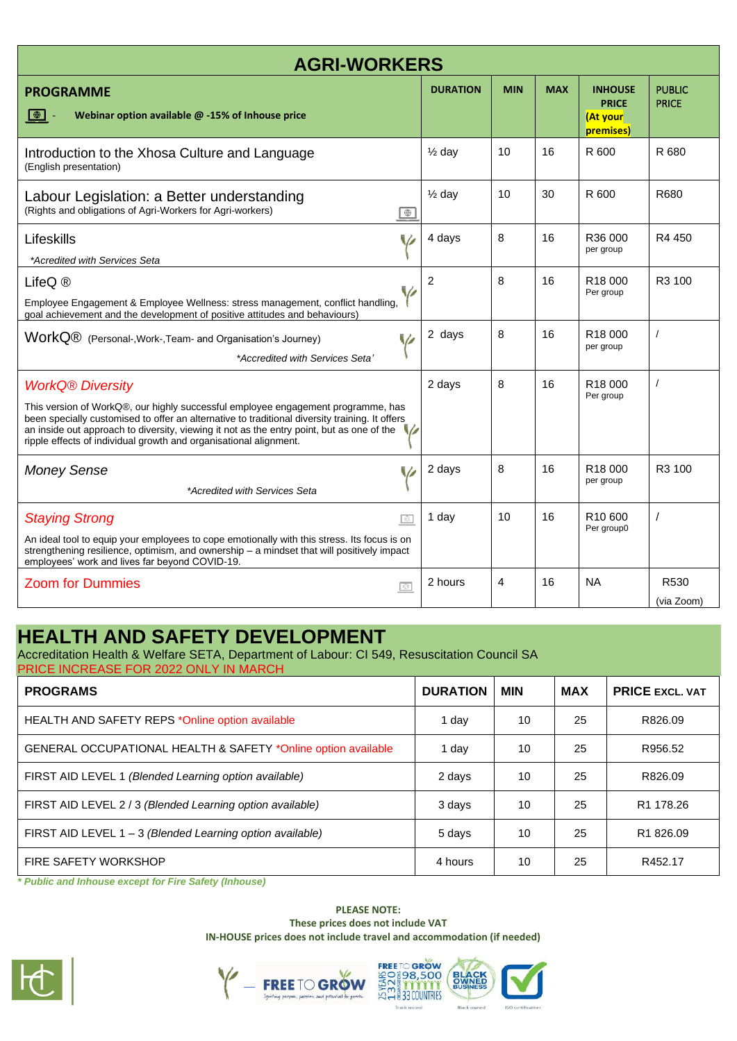# AGRI-WORKERS

| PROGRAMME<br>Webinar option available @ -15% of Inhouse price | DURATION | MIN | MAX | INHOUSE PRICE (At your premises) | PUBLIC PRICE |
|---|---|---|---|---|---|
| Introduction to the Xhosa Culture and Language<br>(English presentation) | ½ day | 10 | 16 | R 600 | R 680 |
| Labour Legislation: a Better understanding<br>(Rights and obligations of Agri-Workers for Agri-workers) | ½ day | 10 | 30 | R 600 | R680 |
| Lifeskills<br>*Acredited with Services Seta | 4 days | 8 | 16 | R36 000 per group | R4 450 |
| LifeQ ®<br>Employee Engagement & Employee Wellness: stress management, conflict handling, goal achievement and the development of positive attitudes and behaviours) | 2 | 8 | 16 | R18 000 Per group | R3 100 |
| WorkQ® (Personal-,Work-,Team- and Organisation's Journey)<br>*Accredited with Services Seta' | 2 days | 8 | 16 | R18 000 per group | / |
| *WorkQ® Diversity*<br>This version of WorkQ®, our highly successful employee engagement programme, has been specially customised to offer an alternative to traditional diversity training. It offers an inside out approach to diversity, viewing it not as the entry point, but as one of the ripple effects of individual growth and organisational alignment. | 2 days | 8 | 16 | R18 000 Per group | / |
| *Money Sense*<br>*Acredited with Services Seta | 2 days | 8 | 16 | R18 000 per group | R3 100 |
| *Staying Strong*<br>An ideal tool to equip your employees to cope emotionally with this stress. Its focus is on strengthening resilience, optimism, and ownership – a mindset that will positively impact employees' work and lives far beyond COVID-19. | 1 day | 10 | 16 | R10 600 Per group0 | / |
| Zoom for Dummies | 2 hours | 4 | 16 | NA | R530 (via Zoom) |

# HEALTH AND SAFETY DEVELOPMENT

Accreditation Health & Welfare SETA, Department of Labour: CI 549, Resuscitation Council SA
PRICE INCREASE FOR 2022 ONLY IN MARCH

| PROGRAMS | DURATION | MIN | MAX | PRICE EXCL. VAT |
|---|---|---|---|---|
| HEALTH AND SAFETY REPS *Online option available | 1 day | 10 | 25 | R826.09 |
| GENERAL OCCUPATIONAL HEALTH & SAFETY *Online option available | 1 day | 10 | 25 | R956.52 |
| FIRST AID LEVEL 1 *(Blended Learning option available)* | 2 days | 10 | 25 | R826.09 |
| FIRST AID LEVEL 2 / 3 *(Blended Learning option available)* | 3 days | 10 | 25 | R1 178.26 |
| FIRST AID LEVEL 1 – 3 *(Blended Learning option available)* | 5 days | 10 | 25 | R1 826.09 |
| FIRE SAFETY WORKSHOP | 4 hours | 10 | 25 | R452.17 |

*\* Public and Inhouse except for Fire Safety (Inhouse)*

**PLEASE NOTE:**
**These prices does not include VAT**
**IN-HOUSE prices does not include travel and accommodation (if needed)**

FREE TO GROW

FREE TO GROW 25 YEARS 1320 98,500 33 COUNTRIES Track record

BLACK OWNED BUSINESS Black owned

ISO certification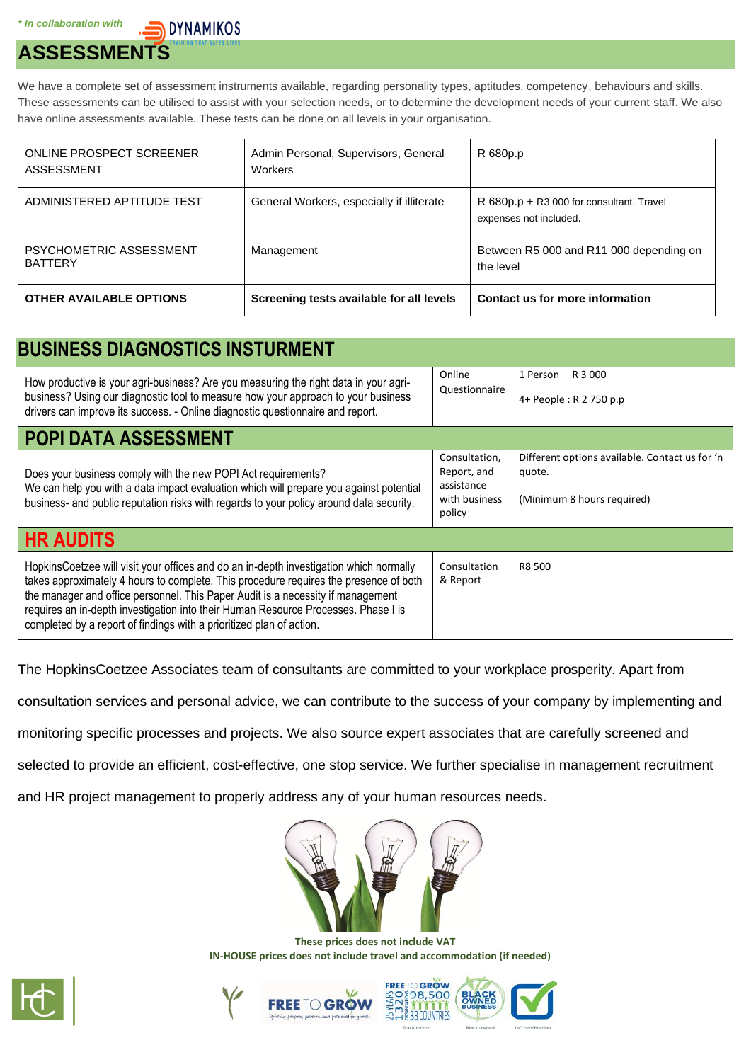*\* In collaboration with* DYNAMIKOS

# ASSESSMENTS

We have a complete set of assessment instruments available, regarding personality types, aptitudes, competency, behaviours and skills. These assessments can be utilised to assist with your selection needs, or to determine the development needs of your current staff. We also have online assessments available. These tests can be done on all levels in your organisation.

| | | |
|---|---|---|
| ONLINE PROSPECT SCREENER ASSESSMENT | Admin Personal, Supervisors, General Workers | R 680p.p |
| ADMINISTERED APTITUDE TEST | General Workers, especially if illiterate | R 680p.p + R3 000 for consultant. Travel expenses not included. |
| PSYCHOMETRIC ASSESSMENT BATTERY | Management | Between R5 000 and R11 000 depending on the level |
| **OTHER AVAILABLE OPTIONS** | **Screening tests available for all levels** | **Contact us for more information** |

# BUSINESS DIAGNOSTICS INSTURMENT

| | | |
|---|---|---|
| How productive is your agri-business? Are you measuring the right data in your agri-business? Using our diagnostic tool to measure how your approach to your business drivers can improve its success. - Online diagnostic questionnaire and report. | Online Questionnaire | 1 Person R 3 000<br>4+ People : R 2 750 p.p |

# POPI DATA ASSESSMENT

| | | |
|---|---|---|
| Does your business comply with the new POPI Act requirements?<br>We can help you with a data impact evaluation which will prepare you against potential business- and public reputation risks with regards to your policy around data security. | Consultation, Report, and assistance with business policy | Different options available. Contact us for 'n quote.<br>(Minimum 8 hours required) |

# HR AUDITS

| | | |
|---|---|---|
| HopkinsCoetzee will visit your offices and do an in-depth investigation which normally takes approximately 4 hours to complete. This procedure requires the presence of both the manager and office personnel. This Paper Audit is a necessity if management requires an in-depth investigation into their Human Resource Processes. Phase I is completed by a report of findings with a prioritized plan of action. | Consultation & Report | R8 500 |

The HopkinsCoetzee Associates team of consultants are committed to your workplace prosperity. Apart from consultation services and personal advice, we can contribute to the success of your company by implementing and monitoring specific processes and projects. We also source expert associates that are carefully screened and selected to provide an efficient, cost-effective, one stop service. We further specialise in management recruitment and HR project management to properly address any of your human resources needs.

**These prices does not include VAT**

**IN-HOUSE prices does not include travel and accommodation (if needed)**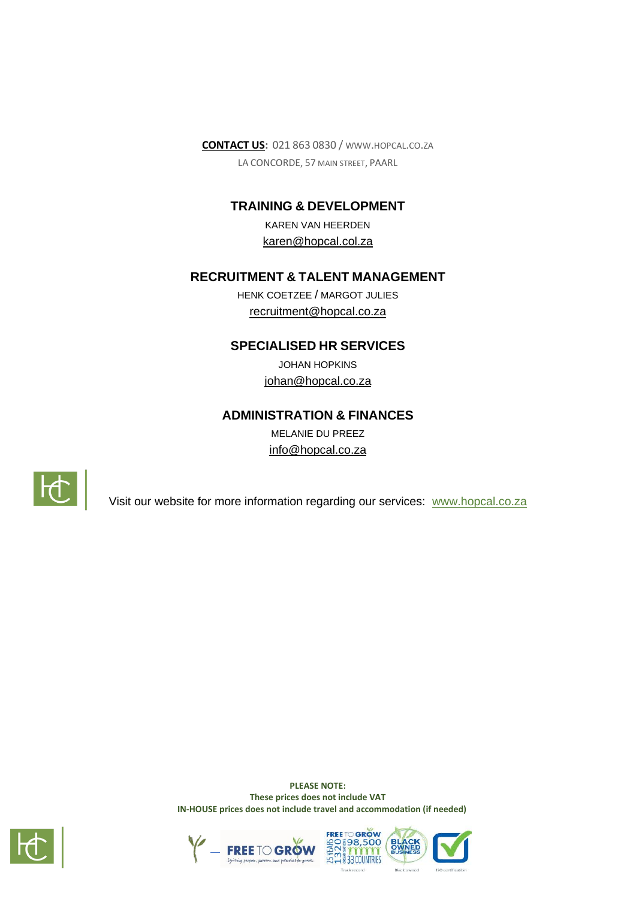**CONTACT US**: 021 863 0830 / WWW.HOPCAL.CO.ZA

LA CONCORDE, 57 MAIN STREET, PAARL

## TRAINING & DEVELOPMENT

KAREN VAN HEERDEN

karen@hopcal.col.za

## RECRUITMENT & TALENT MANAGEMENT

HENK COETZEE / MARGOT JULIES

recruitment@hopcal.co.za

## SPECIALISED HR SERVICES

JOHAN HOPKINS

johan@hopcal.co.za

## ADMINISTRATION & FINANCES

MELANIE DU PREEZ

info@hopcal.co.za

Visit our website for more information regarding our services: www.hopcal.co.za

**PLEASE NOTE:**
**These prices does not include VAT**
**IN-HOUSE prices does not include travel and accommodation (if needed)**